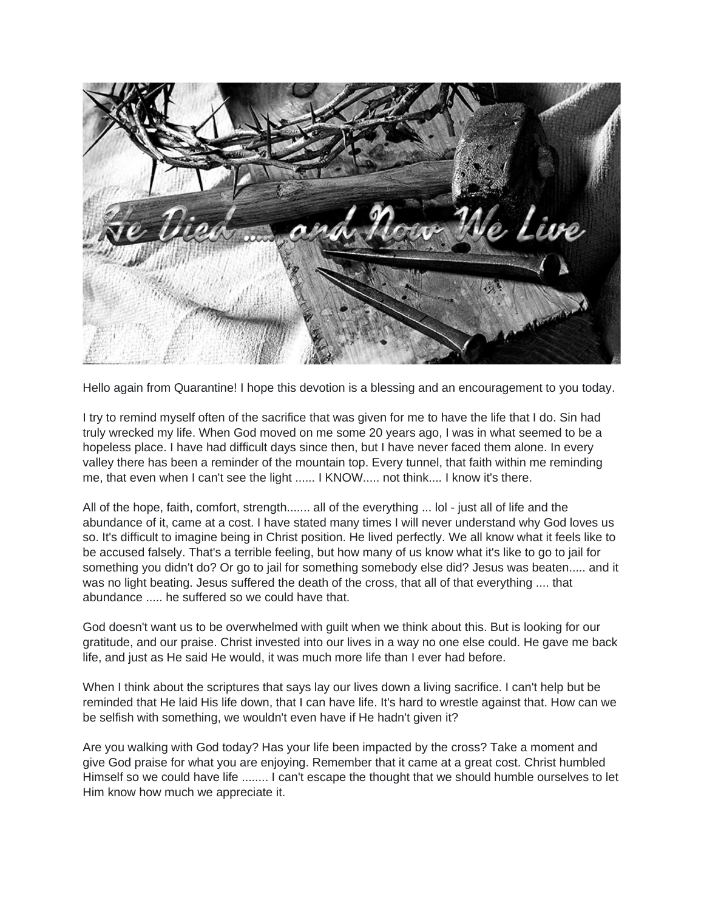# He Died .... and Now We Live

Hello again from Quarantine! I hope this devotion is a blessing and an encouragement to you today.

I try to remind myself often of the sacrifice that was given for me to have the life that I do. Sin had truly wrecked my life. When God moved on me some 20 years ago, I was in what seemed to be a hopeless place. I have had difficult days since then, but I have never faced them alone. In every valley there has been a reminder of the mountain top. Every tunnel, that faith within me reminding me, that even when I can't see the light ...... I KNOW..... not think.... I know it's there.

All of the hope, faith, comfort, strength....... all of the everything ... lol - just all of life and the abundance of it, came at a cost. I have stated many times I will never understand why God loves us so. It's difficult to imagine being in Christ position. He lived perfectly. We all know what it feels like to be accused falsely. That's a terrible feeling, but how many of us know what it's like to go to jail for something you didn't do? Or go to jail for something somebody else did? Jesus was beaten..... and it was no light beating. Jesus suffered the death of the cross, that all of that everything .... that abundance ..... he suffered so we could have that.

God doesn't want us to be overwhelmed with guilt when we think about this. But is looking for our gratitude, and our praise. Christ invested into our lives in a way no one else could. He gave me back life, and just as He said He would, it was much more life than I ever had before.

When I think about the scriptures that says lay our lives down a living sacrifice. I can't help but be reminded that He laid His life down, that I can have life. It's hard to wrestle against that. How can we be selfish with something, we wouldn't even have if He hadn't given it?

Are you walking with God today? Has your life been impacted by the cross? Take a moment and give God praise for what you are enjoying. Remember that it came at a great cost. Christ humbled Himself so we could have life ........ I can't escape the thought that we should humble ourselves to let Him know how much we appreciate it.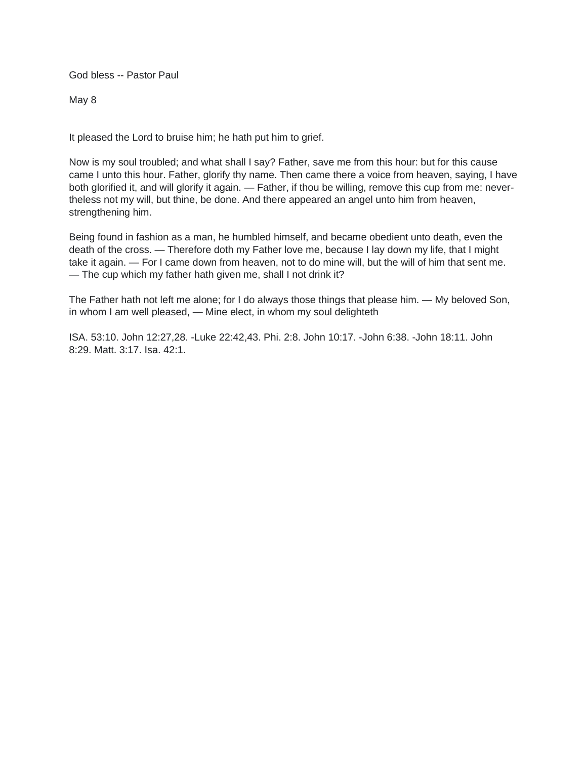God bless -- Pastor Paul

May 8

It pleased the Lord to bruise him; he hath put him to grief.

Now is my soul troubled; and what shall I say? Father, save me from this hour: but for this cause came I unto this hour. Father, glorify thy name. Then came there a voice from heaven, saying, I have both glorified it, and will glorify it again. — Father, if thou be willing, remove this cup from me: never-theless not my will, but thine, be done. And there appeared an angel unto him from heaven, strengthening him.

Being found in fashion as a man, he humbled himself, and became obedient unto death, even the death of the cross. — Therefore doth my Father love me, because I lay down my life, that I might take it again. — For I came down from heaven, not to do mine will, but the will of him that sent me. — The cup which my father hath given me, shall I not drink it?

The Father hath not left me alone; for I do always those things that please him. — My beloved Son, in whom I am well pleased, — Mine elect, in whom my soul delighteth

ISA. 53:10. John 12:27,28. -Luke 22:42,43. Phi. 2:8. John 10:17. -John 6:38. -John 18:11. John 8:29. Matt. 3:17. Isa. 42:1.